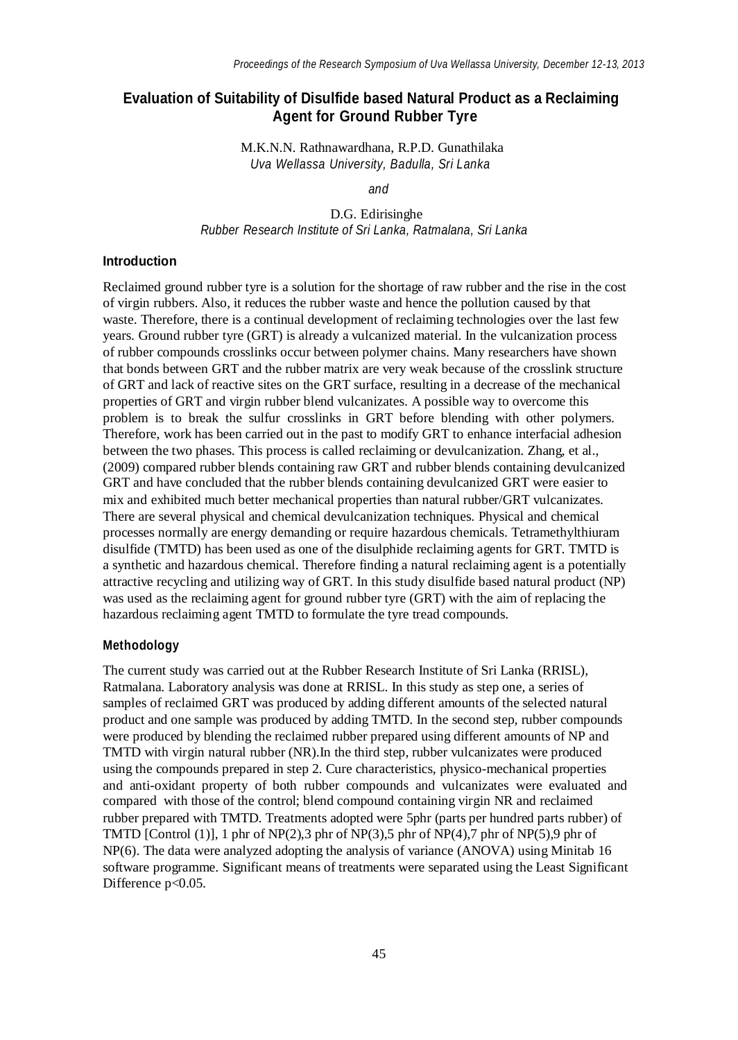# Evaluation of Suitability of Disulfide based Natural Product as a Reclaiming Agent for Ground Rubber Tyre

M.K.N.N. Rathnawardhana, R.P.D. Gunathilaka
*Uva Wellassa University, Badulla, Sri Lanka*

*and*

D.G. Edirisinghe
*Rubber Research Institute of Sri Lanka, Ratmalana, Sri Lanka*

## Introduction

Reclaimed ground rubber tyre is a solution for the shortage of raw rubber and the rise in the cost of virgin rubbers. Also, it reduces the rubber waste and hence the pollution caused by that waste. Therefore, there is a continual development of reclaiming technologies over the last few years. Ground rubber tyre (GRT) is already a vulcanized material. In the vulcanization process of rubber compounds crosslinks occur between polymer chains. Many researchers have shown that bonds between GRT and the rubber matrix are very weak because of the crosslink structure of GRT and lack of reactive sites on the GRT surface, resulting in a decrease of the mechanical properties of GRT and virgin rubber blend vulcanizates. A possible way to overcome this problem is to break the sulfur crosslinks in GRT before blending with other polymers. Therefore, work has been carried out in the past to modify GRT to enhance interfacial adhesion between the two phases. This process is called reclaiming or devulcanization. Zhang, et al., (2009) compared rubber blends containing raw GRT and rubber blends containing devulcanized GRT and have concluded that the rubber blends containing devulcanized GRT were easier to mix and exhibited much better mechanical properties than natural rubber/GRT vulcanizates. There are several physical and chemical devulcanization techniques. Physical and chemical processes normally are energy demanding or require hazardous chemicals. Tetramethylthiuram disulfide (TMTD) has been used as one of the disulphide reclaiming agents for GRT. TMTD is a synthetic and hazardous chemical. Therefore finding a natural reclaiming agent is a potentially attractive recycling and utilizing way of GRT. In this study disulfide based natural product (NP) was used as the reclaiming agent for ground rubber tyre (GRT) with the aim of replacing the hazardous reclaiming agent TMTD to formulate the tyre tread compounds.

## Methodology

The current study was carried out at the Rubber Research Institute of Sri Lanka (RRISL), Ratmalana. Laboratory analysis was done at RRISL. In this study as step one, a series of samples of reclaimed GRT was produced by adding different amounts of the selected natural product and one sample was produced by adding TMTD. In the second step, rubber compounds were produced by blending the reclaimed rubber prepared using different amounts of NP and TMTD with virgin natural rubber (NR).In the third step, rubber vulcanizates were produced using the compounds prepared in step 2. Cure characteristics, physico-mechanical properties and anti-oxidant property of both rubber compounds and vulcanizates were evaluated and compared with those of the control; blend compound containing virgin NR and reclaimed rubber prepared with TMTD. Treatments adopted were 5phr (parts per hundred parts rubber) of TMTD [Control (1)], 1 phr of NP(2),3 phr of NP(3),5 phr of NP(4),7 phr of NP(5),9 phr of NP(6). The data were analyzed adopting the analysis of variance (ANOVA) using Minitab 16 software programme. Significant means of treatments were separated using the Least Significant Difference $p<0.05$.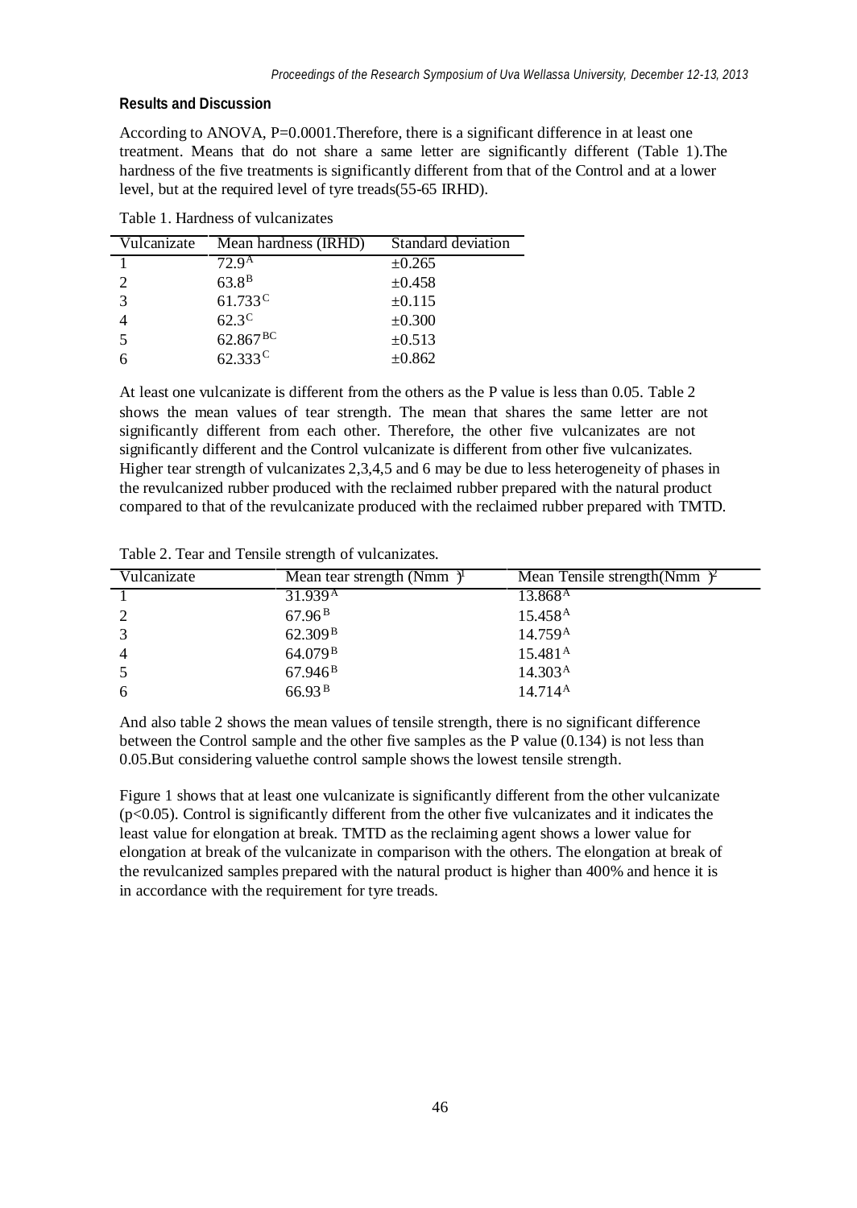### Results and Discussion

According to ANOVA, P=0.0001.Therefore, there is a significant difference in at least one treatment. Means that do not share a same letter are significantly different (Table 1).The hardness of the five treatments is significantly different from that of the Control and at a lower level, but at the required level of tyre treads(55-65 IRHD).

Table 1. Hardness of vulcanizates

| Vulcanizate | Mean hardness (IRHD) | Standard deviation |
|---|---|---|
| 1 | $72.9^{A}$ | ±0.265 |
| 2 | $63.8^{B}$ | ±0.458 |
| 3 | $61.733^{C}$ | ±0.115 |
| 4 | $62.3^{C}$ | ±0.300 |
| 5 | $62.867^{BC}$ | ±0.513 |
| 6 | $62.333^{C}$ | ±0.862 |

At least one vulcanizate is different from the others as the P value is less than 0.05. Table 2 shows the mean values of tear strength. The mean that shares the same letter are not significantly different from each other. Therefore, the other five vulcanizates are not significantly different and the Control vulcanizate is different from other five vulcanizates. Higher tear strength of vulcanizates 2,3,4,5 and 6 may be due to less heterogeneity of phases in the revulcanized rubber produced with the reclaimed rubber prepared with the natural product compared to that of the revulcanizate produced with the reclaimed rubber prepared with TMTD.

Table 2. Tear and Tensile strength of vulcanizates.

| Vulcanizate | Mean tear strength ($Nmm^{-1}$) | Mean Tensile strength($Nmm^{-2}$) |
|---|---|---|
| 1 | $31.939^{A}$ | $13.868^{A}$ |
| 2 | $67.96^{B}$ | $15.458^{A}$ |
| 3 | $62.309^{B}$ | $14.759^{A}$ |
| 4 | $64.079^{B}$ | $15.481^{A}$ |
| 5 | $67.946^{B}$ | $14.303^{A}$ |
| 6 | $66.93^{B}$ | $14.714^{A}$ |

And also table 2 shows the mean values of tensile strength, there is no significant difference between the Control sample and the other five samples as the P value (0.134) is not less than 0.05.But considering valuethe control sample shows the lowest tensile strength.

Figure 1 shows that at least one vulcanizate is significantly different from the other vulcanizate ($p<0.05$). Control is significantly different from the other five vulcanizates and it indicates the least value for elongation at break. TMTD as the reclaiming agent shows a lower value for elongation at break of the vulcanizate in comparison with the others. The elongation at break of the revulcanized samples prepared with the natural product is higher than 400% and hence it is in accordance with the requirement for tyre treads.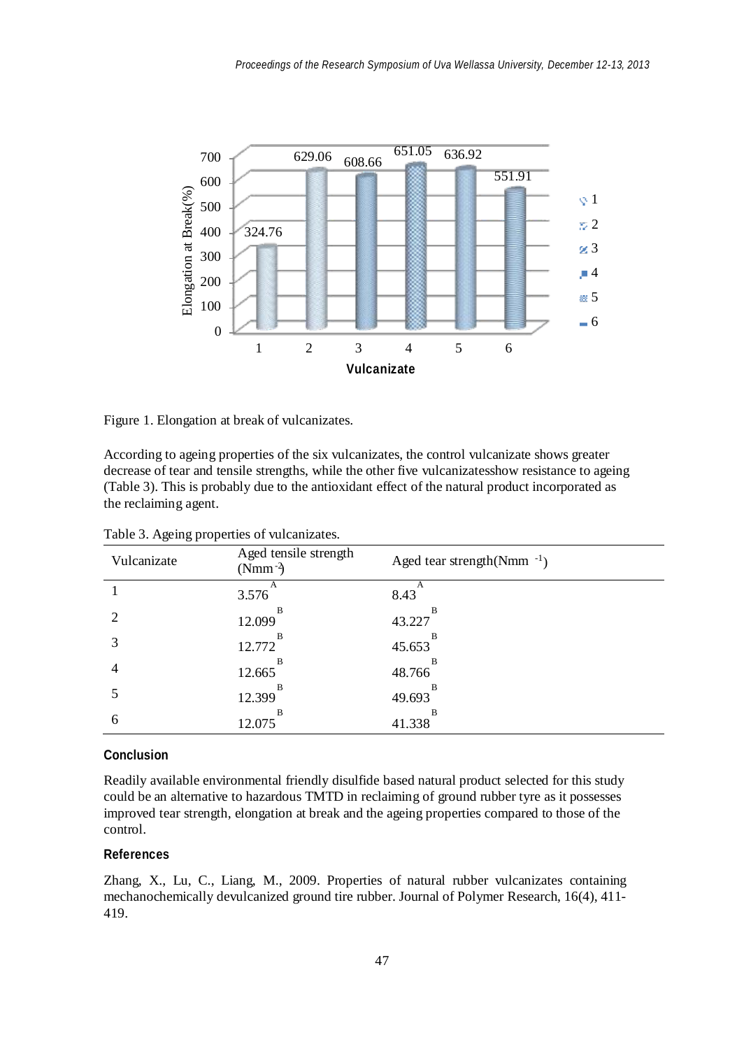700
600
500
400
300
200
100
0

Elongation at Break(%)

324.76
629.06
608.66
651.05
636.92
551.91

1 2 3 4 5 6

Vulcanizate

1
2
3
4
5
6

Figure 1. Elongation at break of vulcanizates.

According to ageing properties of the six vulcanizates, the control vulcanizate shows greater decrease of tear and tensile strengths, while the other five vulcanizatesshow resistance to ageing (Table 3). This is probably due to the antioxidant effect of the natural product incorporated as the reclaiming agent.

Table 3. Ageing properties of vulcanizates.

| Vulcanizate | Aged tensile strength ($Nmm^{-2}$) | Aged tear strength($Nmm^{-1}$) |
|---|---|---|
| 1 | 3.576 [A] | 8.43 [A] |
| 2 | 12.099 [B] | 43.227 [B] |
| 3 | 12.772 [B] | 45.653 [B] |
| 4 | 12.665 [B] | 48.766 [B] |
| 5 | 12.399 [B] | 49.693 [B] |
| 6 | 12.075 [B] | 41.338 [B] |

## Conclusion

Readily available environmental friendly disulfide based natural product selected for this study could be an alternative to hazardous TMTD in reclaiming of ground rubber tyre as it possesses improved tear strength, elongation at break and the ageing properties compared to those of the control.

## References

Zhang, X., Lu, C., Liang, M., 2009. Properties of natural rubber vulcanizates containing mechanochemically devulcanized ground tire rubber. Journal of Polymer Research, 16(4), 411-419.